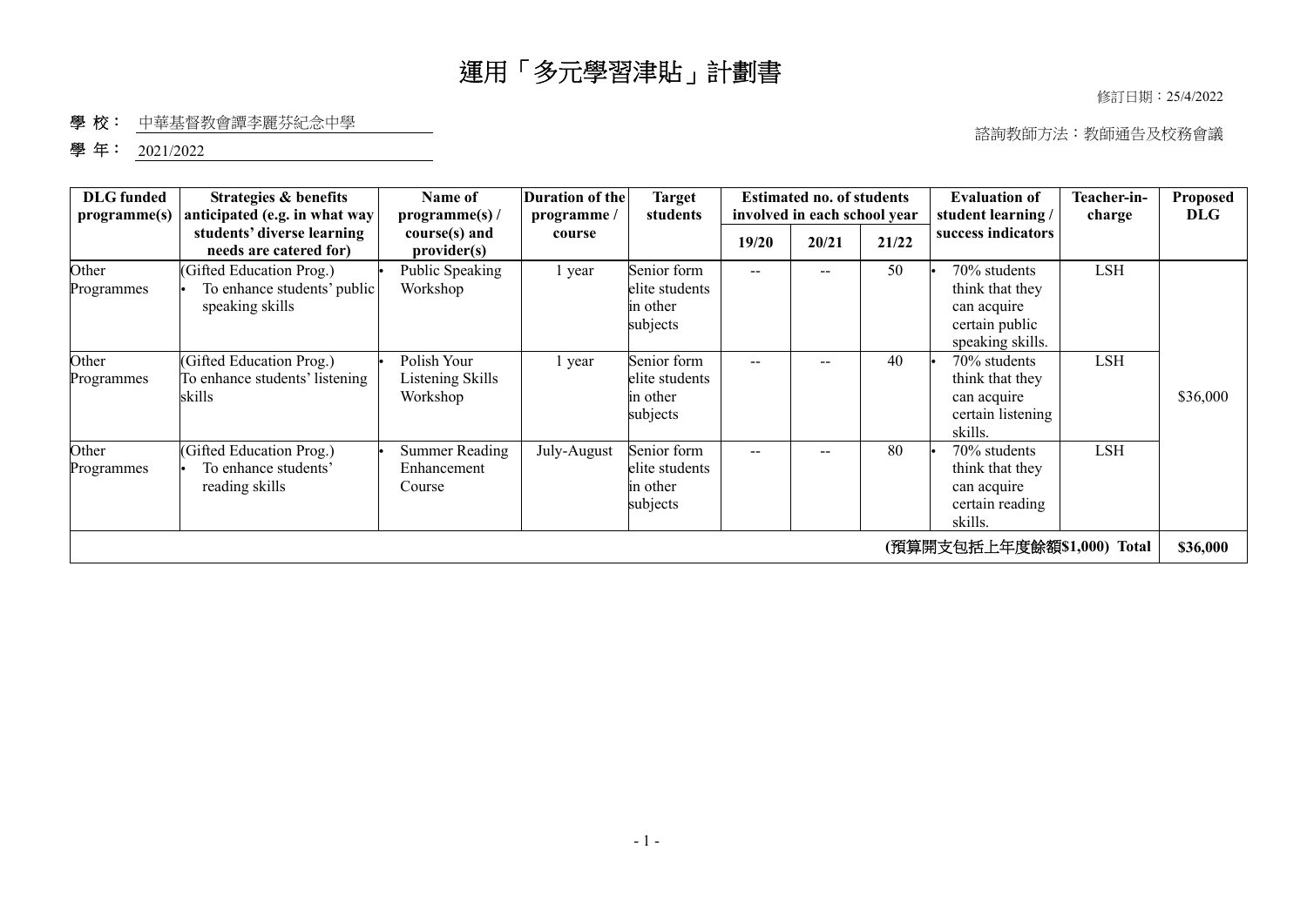# 運用「多元學習津貼」計劃書

修訂日期：25/4/2022

**學 校：** 中華基督教會譚李麗芬紀念中學

諮詢教師方法：教師通告及校務會議

**學 年：** 2021/2022

| DLG funded programme(s) | Strategies & benefits anticipated (e.g. in what way students' diverse learning needs are catered for) | Name of programme(s) / course(s) and provider(s) | Duration of the programme / course | Target students | Estimated no. of students involved in each school year | | | Evaluation of student learning / success indicators | Teacher-in-charge | Proposed DLG |
|---|---|---|---|---|---|---|---|---|---|---|
| | | | | | 19/20 | 20/21 | 21/22 | | | |
| Other Programmes | (Gifted Education Prog.)<br>• To enhance students' public speaking skills | • Public Speaking Workshop | 1 year | Senior form elite students in other subjects | -- | -- | 50 | • 70% students think that they can acquire certain public speaking skills. | LSH | $36,000 |
| Other Programmes | (Gifted Education Prog.)<br>To enhance students' listening skills | • Polish Your Listening Skills Workshop | 1 year | Senior form elite students in other subjects | -- | -- | 40 | • 70% students think that they can acquire certain listening skills. | LSH | |
| Other Programmes | (Gifted Education Prog.)<br>• To enhance students' reading skills | • Summer Reading Enhancement Course | July-August | Senior form elite students in other subjects | -- | -- | 80 | • 70% students think that they can acquire certain reading skills. | LSH | |
| **(預算開支包括上年度餘額$1,000) Total** | | | | | | | | | | **$36,000** |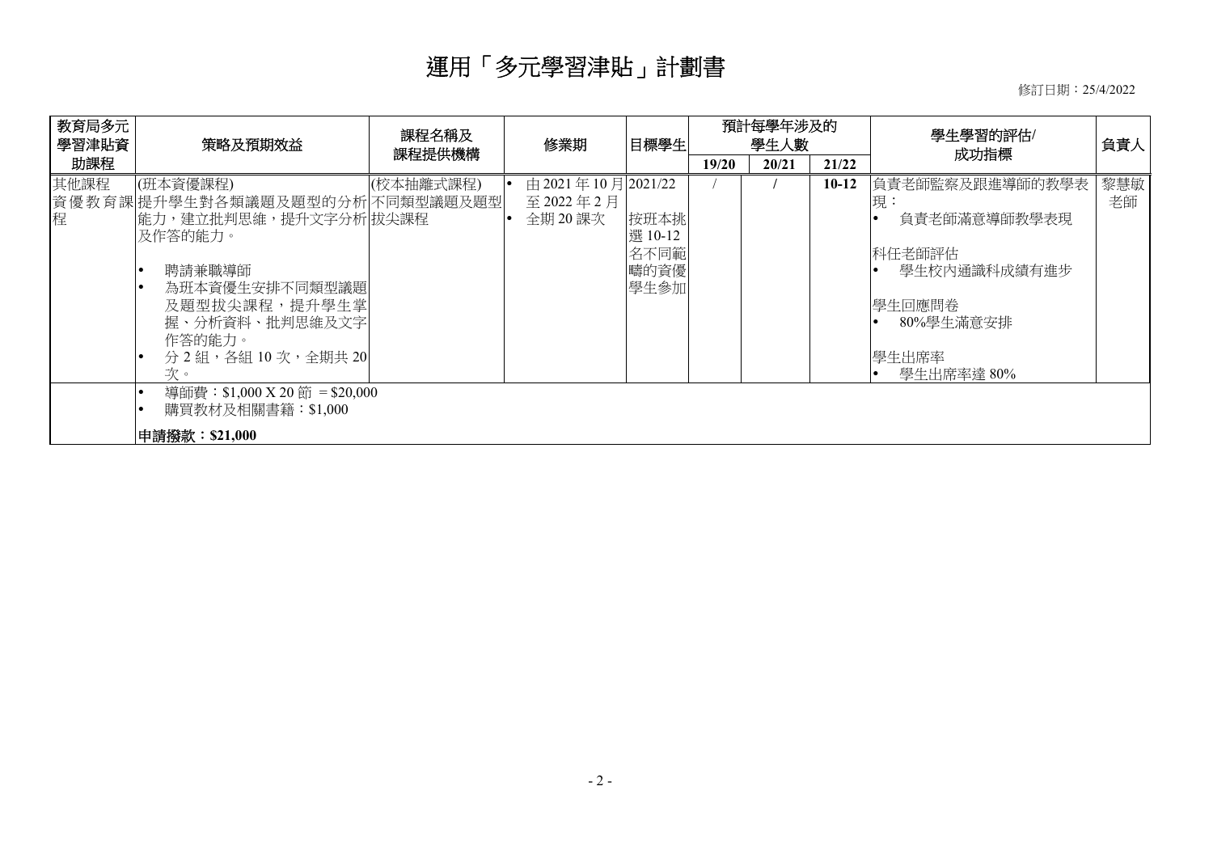# 運用「多元學習津貼」計劃書

修訂日期：25/4/2022

| 教育局多元學習津貼資助課程 | 策略及預期效益 | 課程名稱及課程提供機構 | 修業期 | 目標學生 | 預計每學年涉及的學生人數 | | | 學生學習的評估/成功指標 | 負責人 |
|---|---|---|---|---|---|---|---|---|---|
| | | | | | 19/20 | 20/21 | 21/22 | | |
| 其他課程<br>資優教育課程 | (班本資優課程)<br>提升學生對各類議題及題型的分析能力，建立批判思維，提升文字分析及作答的能力。<br><br>• 聘請兼職導師<br>• 為班本資優生安排不同類型議題及題型拔尖課程，提升學生掌握、分析資料、批判思維及文字作答的能力。<br>• 分 2 組，各組 10 次，全期共 20 次。 | (校本抽離式課程)<br>不同類型議題及題型拔尖課程 | • 由 2021 年 10 月至 2022 年 2 月<br>• 全期 20 課次 | 2021/22<br><br>按班本挑選 10-12 名不同範疇的資優學生參加 | / | / | 10-12 | 負責老師監察及跟進導師的教學表現：<br>• 負責老師滿意導師教學表現<br><br>科任老師評估<br>• 學生校內通識科成績有進步<br><br>學生回應問卷<br>• 80%學生滿意安排<br><br>學生出席率<br>• 學生出席率達 80% | 黎慧敏老師 |
| | • 導師費：$1,000 X 20 節 = $20,000<br>• 購買教材及相關書籍：$1,000<br><br>**申請撥款：$21,000** | | | | | | | | |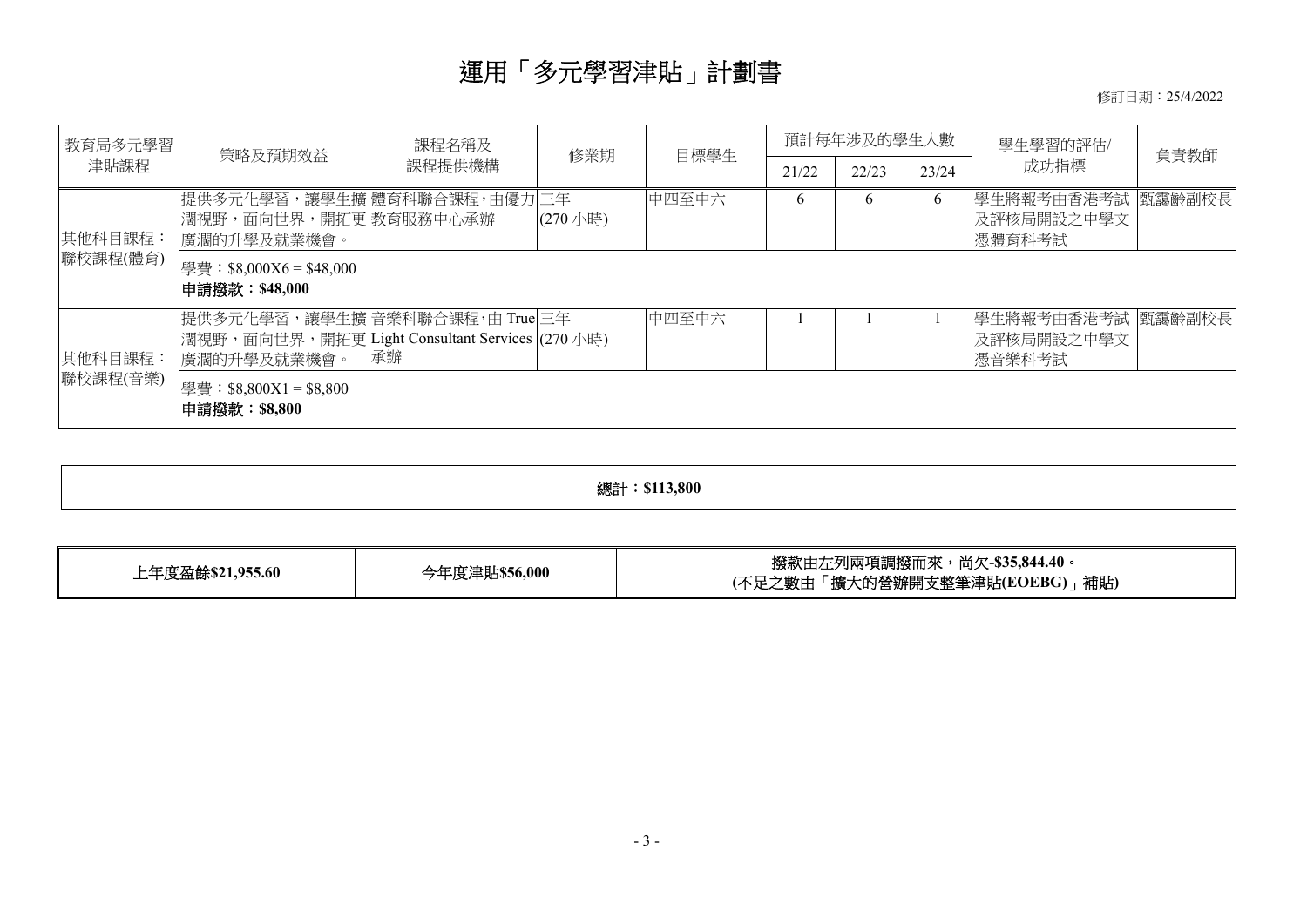# 運用「多元學習津貼」計劃書

修訂日期：25/4/2022

| 教育局多元學習津貼課程 | 策略及預期效益 | 課程名稱及課程提供機構 | 修業期 | 目標學生 | 預計每年涉及的學生人數 | | | 學生學習的評估/成功指標 | 負責教師 |
|---|---|---|---|---|---|---|---|---|---|
| | | | | | 21/22 | 22/23 | 23/24 | | |
| 其他科目課程：聯校課程(體育) | 提供多元化學習，讓學生擴濶視野，面向世界，開拓更廣濶的升學及就業機會。 | 體育科聯合課程，由優力教育服務中心承辦 | 三年 (270 小時) | 中四至中六 | 6 | 6 | 6 | 學生將報考由香港考試及評核局開設之中學文憑體育科考試 | 甄靄齡副校長 |
| | 學費：$8,000X6 = $48,000<br>**申請撥款：$48,000** | | | | | | | | |
| 其他科目課程：聯校課程(音樂) | 提供多元化學習，讓學生擴濶視野，面向世界，開拓更廣濶的升學及就業機會。 | 音樂科聯合課程，由 True Light Consultant Services 承辦 | 三年 (270 小時) | 中四至中六 | 1 | 1 | 1 | 學生將報考由香港考試及評核局開設之中學文憑音樂科考試 | 甄靄齡副校長 |
| | 學費：$8,800X1 = $8,800<br>**申請撥款：$8,800** | | | | | | | | |

**總計：$113,800**

| 上年度盈餘$21,955.60 | 今年度津貼$56,000 | 撥款由左列兩項調撥而來，尚欠-$35,844.40。(不足之數由「擴大的營辦開支整筆津貼(EOEBG)」補貼) |
|---|---|---|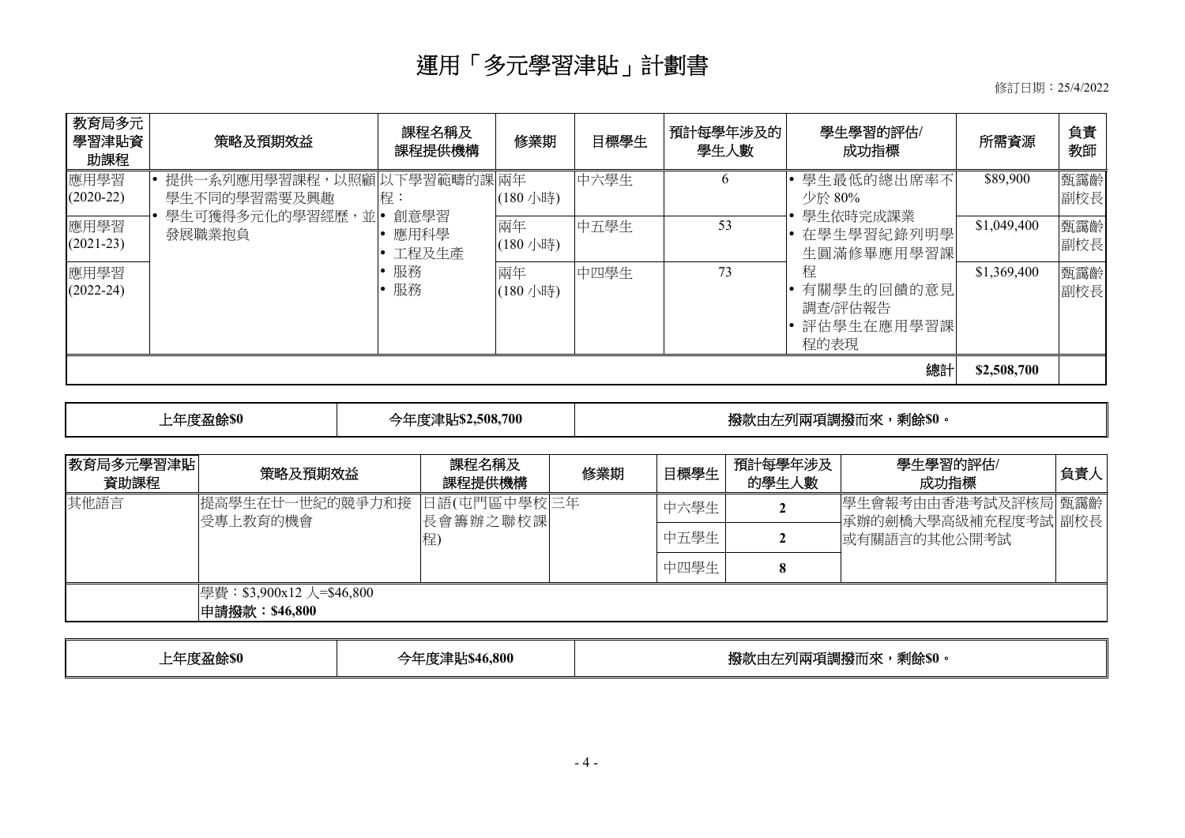# 運用「多元學習津貼」計劃書

修訂日期：25/4/2022

| 教育局多元學習津貼資助課程 | 策略及預期效益 | 課程名稱及課程提供機構 | 修業期 | 目標學生 | 預計每學年涉及的學生人數 | 學生學習的評估/成功指標 | 所需資源 | 負責教師 |
|---|---|---|---|---|---|---|---|---|
| 應用學習 (2020-22) | • 提供一系列應用學習課程，以照顧學生不同的學習需要及興趣<br>• 學生可獲得多元化的學習經歷，並發展職業抱負 | 以下學習範疇的課程：<br>• 創意學習<br>• 應用科學<br>• 工程及生產<br>• 服務<br>• 服務 | 兩年 (180 小時) | 中六學生 | 6 | • 學生最低的總出席率不少於 80%<br>• 學生依時完成課業<br>• 在學生學習紀錄列明學生圓滿修畢應用學習課程<br>• 有關學生的回饋的意見調查/評估報告<br>• 評估學生在應用學習課程的表現 | $89,900 | 甄靄齡副校長 |
| 應用學習 (2021-23) | | | 兩年 (180 小時) | 中五學生 | 53 | | $1,049,400 | 甄靄齡副校長 |
| 應用學習 (2022-24) | | | 兩年 (180 小時) | 中四學生 | 73 | | $1,369,400 | 甄靄齡副校長 |
| | | | | | | 總計 | $2,508,700 | |

| 上年度盈餘$0 | 今年度津貼$2,508,700 | 撥款由左列兩項調撥而來，剩餘$0。 |
|---|---|---|

| 教育局多元學習津貼資助課程 | 策略及預期效益 | 課程名稱及課程提供機構 | 修業期 | 目標學生 | 預計每學年涉及的學生人數 | 學生學習的評估/成功指標 | 負責人 |
|---|---|---|---|---|---|---|---|
| 其他語言 | 提高學生在廿一世紀的競爭力和接受專上教育的機會 | 日語(屯門區中學校長會籌辦之聯校課程) | 三年 | 中六學生 | **2** | 學生會報考由由香港考試及評核局承辦的劍橋大學高級補充程度考試或有關語言的其他公開考試 | 甄靄齡副校長 |
| | | | | 中五學生 | **2** | | |
| | | | | 中四學生 | **8** | | |
| | 學費：$3,900x12 人=$46,800<br>**申請撥款：$46,800** | | | | | | |

| 上年度盈餘$0 | 今年度津貼$46,800 | 撥款由左列兩項調撥而來，剩餘$0。 |
|---|---|---|